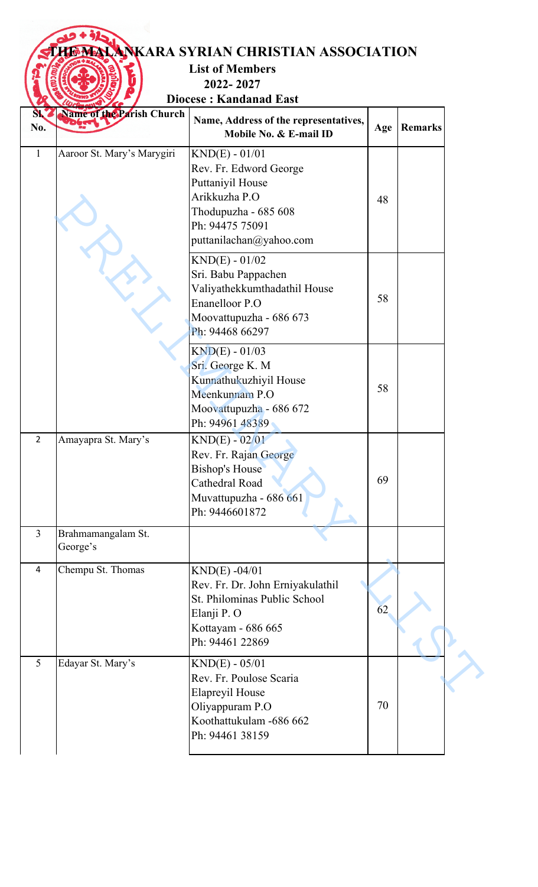# THE MALANKARA SYRIAN CHRISTIAN ASSOCIATION

**List of Members**

**2022- 2027**

**Diocese : Kandanad East**

| Sl. No. | Name of the Parish Church | Name, Address of the representatives, Mobile No. & E-mail ID | Age | Remarks |
|---|---|---|---|---|
| 1 | Aaroor St. Mary's Marygiri | KND(E) - 01/01<br>Rev. Fr. Edword George<br>Puttaniyil House<br>Arikkuzha P.O<br>Thodupuzha - 685 608<br>Ph: 94475 75091<br>puttanilachan@yahoo.com | 48 | |
| | | KND(E) - 01/02<br>Sri. Babu Pappachen<br>Valiyathekkumthadathil House<br>Enanelloor P.O<br>Moovattupuzha - 686 673<br>Ph: 94468 66297 | 58 | |
| | | KND(E) - 01/03<br>Sri. George K. M<br>Kunnathukuzhiyil House<br>Meenkunnam P.O<br>Moovattupuzha - 686 672<br>Ph: 94961 48389 | 58 | |
| 2 | Amayapra St. Mary's | KND(E) - 02/01<br>Rev. Fr. Rajan George<br>Bishop's House<br>Cathedral Road<br>Muvattupuzha - 686 661<br>Ph: 9446601872 | 69 | |
| 3 | Brahmamangalam St. George's | | | |
| 4 | Chempu St. Thomas | KND(E) -04/01<br>Rev. Fr. Dr. John Erniyakulathil<br>St. Philominas Public School<br>Elanji P. O<br>Kottayam - 686 665<br>Ph: 94461 22869 | 62 | |
| 5 | Edayar St. Mary's | KND(E) - 05/01<br>Rev. Fr. Poulose Scaria<br>Elapreyil House<br>Oliyappuram P.O<br>Koothattukulam -686 662<br>Ph: 94461 38159 | 70 | |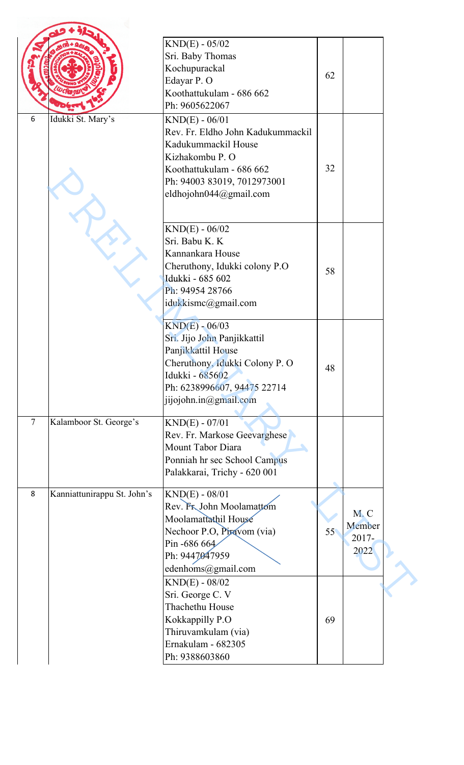| | | | | |
|---|---|---|---|---|
| | | KND(E) - 05/02<br>Sri. Baby Thomas<br>Kochupurackal<br>Edayar P. O<br>Koothattukulam - 686 662<br>Ph: 9605622067 | 62 | |
| 6 | Idukki St. Mary's | KND(E) - 06/01<br>Rev. Fr. Eldho John Kadukummackil<br>Kadukummackil House<br>Kizhakombu P. O<br>Koothattukulam - 686 662<br>Ph: 94003 83019, 7012973001<br>eldhojohn044@gmail.com | 32 | |
| | | KND(E) - 06/02<br>Sri. Babu K. K<br>Kannankara House<br>Cheruthony, Idukki colony P.O<br>Idukki - 685 602<br>Ph: 94954 28766<br>idukkismc@gmail.com | 58 | |
| | | KND(E) - 06/03<br>Sri. Jijo John Panjikkattil<br>Panjikkattil House<br>Cheruthony, Idukki Colony P. O<br>Idukki - 685602<br>Ph: 6238996607, 94475 22714<br>jijojohn.in@gmail.com | 48 | |
| 7 | Kalamboor St. George's | KND(E) - 07/01<br>Rev. Fr. Markose Geevarghese<br>Mount Tabor Diara<br>Ponniah hr sec School Campus<br>Palakkarai, Trichy - 620 001 | | |
| 8 | Kanniattunirappu St. John's | KND(E) - 08/01<br>Rev. Fr. John Moolamattom<br>Moolamattathil House<br>Nechoor P.O, Piravom (via)<br>Pin -686 664<br>Ph: 9447047959<br>edenhoms@gmail.com | 55 | M. C Member 2017-2022 |
| | | KND(E) - 08/02<br>Sri. George C. V<br>Thachethu House<br>Kokkappilly P.O<br>Thiruvamkulam (via)<br>Ernakulam - 682305<br>Ph: 9388603860 | 69 | |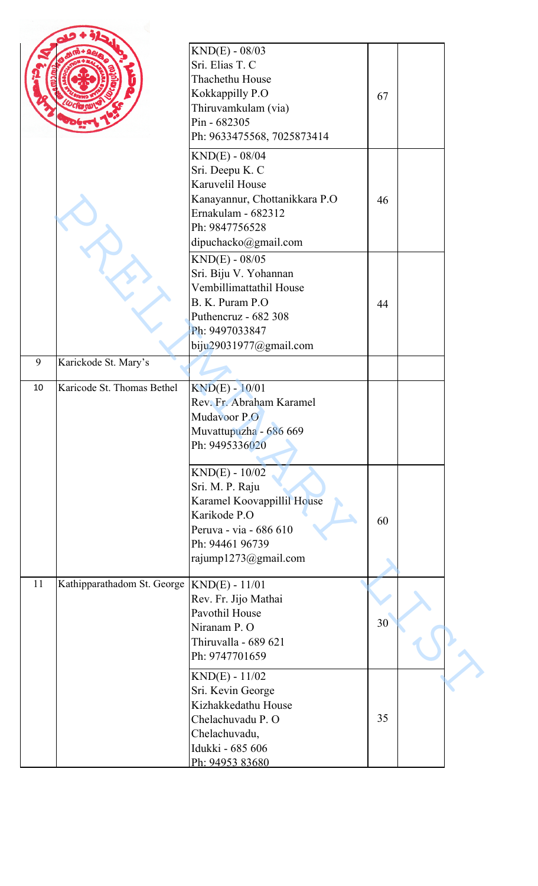| | | | | |
|---|---|---|---|---|
| | | KND(E) - 08/03<br>Sri. Elias T. C<br>Thachethu House<br>Kokkappilly P.O<br>Thiruvamkulam (via)<br>Pin - 682305<br>Ph: 9633475568, 7025873414 | 67 | |
| | | KND(E) - 08/04<br>Sri. Deepu K. C<br>Karuvelil House<br>Kanayannur, Chottanikkara P.O<br>Ernakulam - 682312<br>Ph: 9847756528<br>dipuchacko@gmail.com | 46 | |
| | | KND(E) - 08/05<br>Sri. Biju V. Yohannan<br>Vembillimattathil House<br>B. K. Puram P.O<br>Puthencruz - 682 308<br>Ph: 9497033847<br>biju29031977@gmail.com | 44 | |
| 9 | Karickode St. Mary's | | | |
| 10 | Karicode St. Thomas Bethel | KND(E) - 10/01<br>Rev. Fr. Abraham Karamel<br>Mudavoor P.O<br>Muvattupuzha - 686 669<br>Ph: 9495336020 | | |
| | | KND(E) - 10/02<br>Sri. M. P. Raju<br>Karamel Koovappillil House<br>Karikode P.O<br>Peruva - via - 686 610<br>Ph: 94461 96739<br>rajump1273@gmail.com | 60 | |
| 11 | Kathipparathadom St. George | KND(E) - 11/01<br>Rev. Fr. Jijo Mathai<br>Pavothil House<br>Niranam P. O<br>Thiruvalla - 689 621<br>Ph: 9747701659 | 30 | |
| | | KND(E) - 11/02<br>Sri. Kevin George<br>Kizhakkedathu House<br>Chelachuvadu P. O<br>Chelachuvadu,<br>Idukki - 685 606<br>Ph: 94953 83680 | 35 | |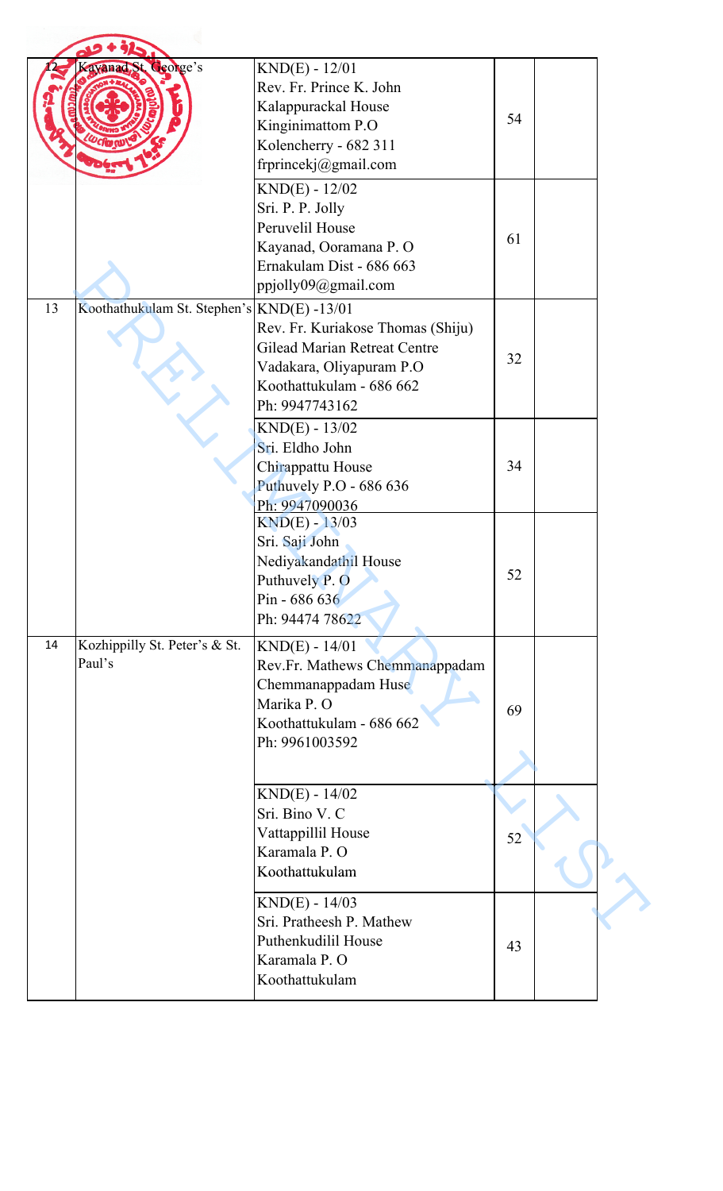| | | | | |
|---|---|---|---|---|
| 12 | Kayanad St. George's | KND(E) - 12/01<br>Rev. Fr. Prince K. John<br>Kalappurackal House<br>Kinginimattom P.O<br>Kolencherry - 682 311<br>frprincekj@gmail.com | 54 | |
| | | KND(E) - 12/02<br>Sri. P. P. Jolly<br>Peruvelil House<br>Kayanad, Ooramana P. O<br>Ernakulam Dist - 686 663<br>ppjolly09@gmail.com | 61 | |
| 13 | Koothathukulam St. Stephen's | KND(E) -13/01<br>Rev. Fr. Kuriakose Thomas (Shiju)<br>Gilead Marian Retreat Centre<br>Vadakara, Oliyapuram P.O<br>Koothattukulam - 686 662<br>Ph: 9947743162 | 32 | |
| | | KND(E) - 13/02<br>Sri. Eldho John<br>Chirappattu House<br>Puthuvely P.O - 686 636<br>Ph: 9947090036 | 34 | |
| | | KND(E) - 13/03<br>Sri. Saji John<br>Nediyakandathil House<br>Puthuvely P. O<br>Pin - 686 636<br>Ph: 94474 78622 | 52 | |
| 14 | Kozhippilly St. Peter's & St. Paul's | KND(E) - 14/01<br>Rev.Fr. Mathews Chemmanappadam<br>Chemmanappadam Huse<br>Marika P. O<br>Koothattukulam - 686 662<br>Ph: 9961003592 | 69 | |
| | | KND(E) - 14/02<br>Sri. Bino V. C<br>Vattappillil House<br>Karamala P. O<br>Koothattukulam | 52 | |
| | | KND(E) - 14/03<br>Sri. Pratheesh P. Mathew<br>Puthenkudilil House<br>Karamala P. O<br>Koothattukulam | 43 | |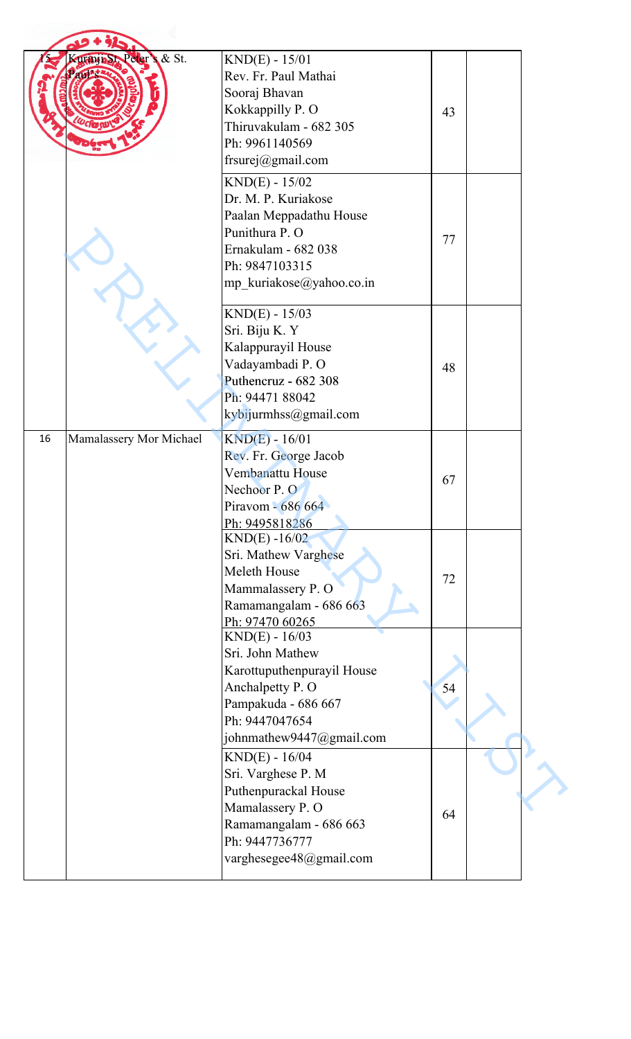| 15 | Kurinji St. Peter's & St. Paul's | KND(E) - 15/01<br>Rev. Fr. Paul Mathai<br>Sooraj Bhavan<br>Kokkappilly P. O<br>Thiruvakulam - 682 305<br>Ph: 9961140569<br>frsurej@gmail.com | 43 | |
|---|---|---|---|---|
| | | KND(E) - 15/02<br>Dr. M. P. Kuriakose<br>Paalan Meppadathu House<br>Punithura P. O<br>Ernakulam - 682 038<br>Ph: 9847103315<br>mp_kuriakose@yahoo.co.in | 77 | |
| | | KND(E) - 15/03<br>Sri. Biju K. Y<br>Kalappurayil House<br>Vadayambadi P. O<br>Puthencruz - 682 308<br>Ph: 94471 88042<br>kybijurmhss@gmail.com | 48 | |
| 16 | Mamalassery Mor Michael | KND(E) - 16/01<br>Rev. Fr. George Jacob<br>Vembanattu House<br>Nechoor P. O<br>Piravom - 686 664<br>Ph: 9495818286 | 67 | |
| | | KND(E) -16/02<br>Sri. Mathew Varghese<br>Meleth House<br>Mammalassery P. O<br>Ramamangalam - 686 663<br>Ph: 97470 60265 | 72 | |
| | | KND(E) - 16/03<br>Sri. John Mathew<br>Karottuputhenpurayil House<br>Anchalpetty P. O<br>Pampakuda - 686 667<br>Ph: 9447047654<br>johnmathew9447@gmail.com | 54 | |
| | | KND(E) - 16/04<br>Sri. Varghese P. M<br>Puthenpurackal House<br>Mamalassery P. O<br>Ramamangalam - 686 663<br>Ph: 9447736777<br>varghesegee48@gmail.com | 64 | |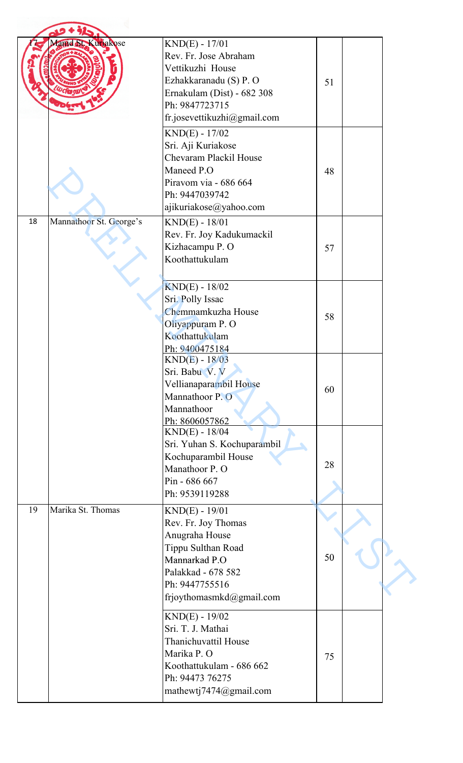| 17 | Mamd St. Kuriakose | KND(E) - 17/01<br>Rev. Fr. Jose Abraham<br>Vettikuzhi House<br>Ezhakkaranadu (S) P. O<br>Ernakulam (Dist) - 682 308<br>Ph: 9847723715<br>fr.josevettikuzhi@gmail.com | 51 | |
|---|---|---|---|---|
| | | KND(E) - 17/02<br>Sri. Aji Kuriakose<br>Chevaram Plackil House<br>Maneed P.O<br>Piravom via - 686 664<br>Ph: 9447039742<br>ajikuriakose@yahoo.com | 48 | |
| 18 | Mannathoor St. George's | KND(E) - 18/01<br>Rev. Fr. Joy Kadukumackil<br>Kizhacampu P. O<br>Koothattukulam | 57 | |
| | | KND(E) - 18/02<br>Sri. Polly Issac<br>Chemmamkuzha House<br>Oliyappuram P. O<br>Koothattukulam<br>Ph: 9400475184 | 58 | |
| | | KND(E) - 18/03<br>Sri. Babu V. V<br>Vellianaparambil House<br>Mannathoor P. O<br>Mannathoor<br>Ph: 8606057862 | 60 | |
| | | KND(E) - 18/04<br>Sri. Yuhan S. Kochuparambil<br>Kochuparambil House<br>Manathoor P. O<br>Pin - 686 667<br>Ph: 9539119288 | 28 | |
| 19 | Marika St. Thomas | KND(E) - 19/01<br>Rev. Fr. Joy Thomas<br>Anugraha House<br>Tippu Sulthan Road<br>Mannarkad P.O<br>Palakkad - 678 582<br>Ph: 9447755516<br>frjoythomasmkd@gmail.com | 50 | |
| | | KND(E) - 19/02<br>Sri. T. J. Mathai<br>Thanichuvattil House<br>Marika P. O<br>Koothattukulam - 686 662<br>Ph: 94473 76275<br>mathewtj7474@gmail.com | 75 | |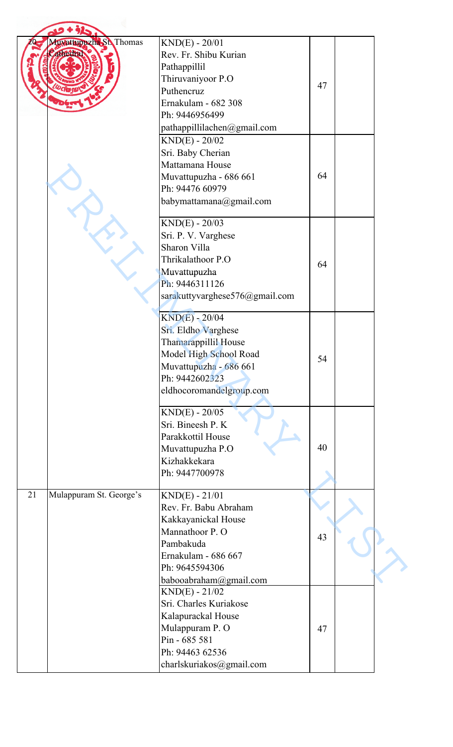| | | | | |
|---|---|---|---|---|
| 20 | Muvattupuzha St. Thomas Cathedral | KND(E) - 20/01<br>Rev. Fr. Shibu Kurian<br>Pathappillil<br>Thiruvaniyoor P.O<br>Puthencruz<br>Ernakulam - 682 308<br>Ph: 9446956499<br>pathappillilachen@gmail.com | 47 | |
| | | KND(E) - 20/02<br>Sri. Baby Cherian<br>Mattamana House<br>Muvattupuzha - 686 661<br>Ph: 94476 60979<br>babymattamana@gmail.com | 64 | |
| | | KND(E) - 20/03<br>Sri. P. V. Varghese<br>Sharon Villa<br>Thrikalathoor P.O<br>Muvattupuzha<br>Ph: 9446311126<br>sarakuttyvarghese576@gmail.com | 64 | |
| | | KND(E) - 20/04<br>Sri. Eldho Varghese<br>Thamarappillil House<br>Model High School Road<br>Muvattupuzha - 686 661<br>Ph: 9442602323<br>eldhocoromandelgroup.com | 54 | |
| | | KND(E) - 20/05<br>Sri. Bineesh P. K<br>Parakkottil House<br>Muvattupuzha P.O<br>Kizhakkekara<br>Ph: 9447700978 | 40 | |
| 21 | Mulappuram St. George's | KND(E) - 21/01<br>Rev. Fr. Babu Abraham<br>Kakkayanickal House<br>Mannathoor P. O<br>Pambakuda<br>Ernakulam - 686 667<br>Ph: 9645594306<br>babooabraham@gmail.com | 43 | |
| | | KND(E) - 21/02<br>Sri. Charles Kuriakose<br>Kalapurackal House<br>Mulappuram P. O<br>Pin - 685 581<br>Ph: 94463 62536<br>charlskuriakos@gmail.com | 47 | |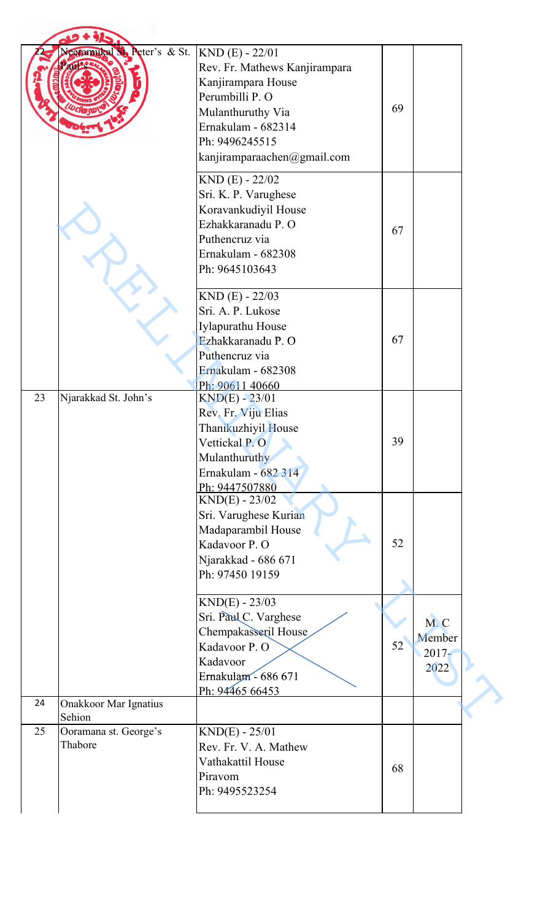| 22 | Neeramukal St. Peter's & St. Paul's | KND (E) - 22/01<br>Rev. Fr. Mathews Kanjirampara<br>Kanjirampara House<br>Perumbilli P. O<br>Mulanthuruthy Via<br>Ernakulam - 682314<br>Ph: 9496245515<br>kanjiramparaachen@gmail.com | 69 | |
|---|---|---|---|---|
| | | KND (E) - 22/02<br>Sri. K. P. Varughese<br>Koravankudiyil House<br>Ezhakkaranadu P. O<br>Puthencruz via<br>Ernakulam - 682308<br>Ph: 9645103643 | 67 | |
| | | KND (E) - 22/03<br>Sri. A. P. Lukose<br>Iylapurathu House<br>Ezhakkaranadu P. O<br>Puthencruz via<br>Ernakulam - 682308<br>Ph: 90611 40660 | 67 | |
| 23 | Njarakkad St. John's | KND(E) - 23/01<br>Rev. Fr. Viju Elias<br>Thanikuzhiyil House<br>Vettickal P. O<br>Mulanthuruthy<br>Ernakulam - 682 314<br>Ph: 9447507880 | 39 | |
| | | KND(E) - 23/02<br>Sri. Varughese Kurian<br>Madaparambil House<br>Kadavoor P. O<br>Njarakkad - 686 671<br>Ph: 97450 19159 | 52 | |
| | | KND(E) - 23/03<br>Sri. Paul C. Varghese<br>Chempakasseril House<br>Kadavoor P. O<br>Kadavoor<br>Ernakulam - 686 671<br>Ph: 94465 66453 | 52 | M. C Member 2017-2022 |
| 24 | Onakkoor Mar Ignatius Sehion | | | |
| 25 | Ooramana st. George's Thabore | KND(E) - 25/01<br>Rev. Fr. V. A. Mathew<br>Vathakattil House<br>Piravom<br>Ph: 9495523254 | 68 | |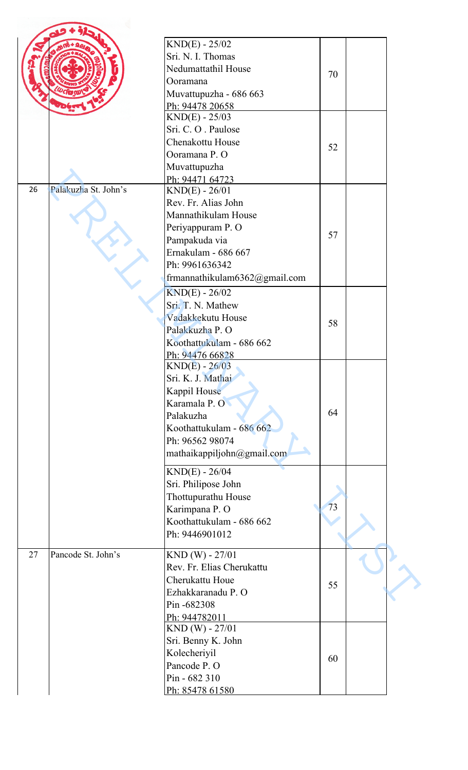| | | | | |
|---|---|---|---|---|
| | | KND(E) - 25/02<br>Sri. N. I. Thomas<br>Nedumattathil House<br>Ooramana<br>Muvattupuzha - 686 663<br>Ph: 94478 20658 | 70 | |
| | | KND(E) - 25/03<br>Sri. C. O . Paulose<br>Chenakottu House<br>Ooramana P. O<br>Muvattupuzha<br>Ph: 94471 64723 | 52 | |
| 26 | Palakuzha St. John's | KND(E) - 26/01<br>Rev. Fr. Alias John<br>Mannathikulam House<br>Periyappuram P. O<br>Pampakuda via<br>Ernakulam - 686 667<br>Ph: 9961636342<br>frmannathikulam6362@gmail.com | 57 | |
| | | KND(E) - 26/02<br>Sri. T. N. Mathew<br>Vadakkekutu House<br>Palakkuzha P. O<br>Koothattukulam - 686 662<br>Ph: 94476 66828 | 58 | |
| | | KND(E) - 26/03<br>Sri. K. J. Mathai<br>Kappil House<br>Karamala P. O<br>Palakuzha<br>Koothattukulam - 686 662<br>Ph: 96562 98074<br>mathaikappiljohn@gmail.com | 64 | |
| | | KND(E) - 26/04<br>Sri. Philipose John<br>Thottupurathu House<br>Karimpana P. O<br>Koothattukulam - 686 662<br>Ph: 9446901012 | 73 | |
| 27 | Pancode St. John's | KND (W) - 27/01<br>Rev. Fr. Elias Cherukattu<br>Cherukattu Houe<br>Ezhakkaranadu P. O<br>Pin -682308<br>Ph: 944782011 | 55 | |
| | | KND (W) - 27/01<br>Sri. Benny K. John<br>Kolecheriyil<br>Pancode P. O<br>Pin - 682 310<br>Ph: 85478 61580 | 60 | |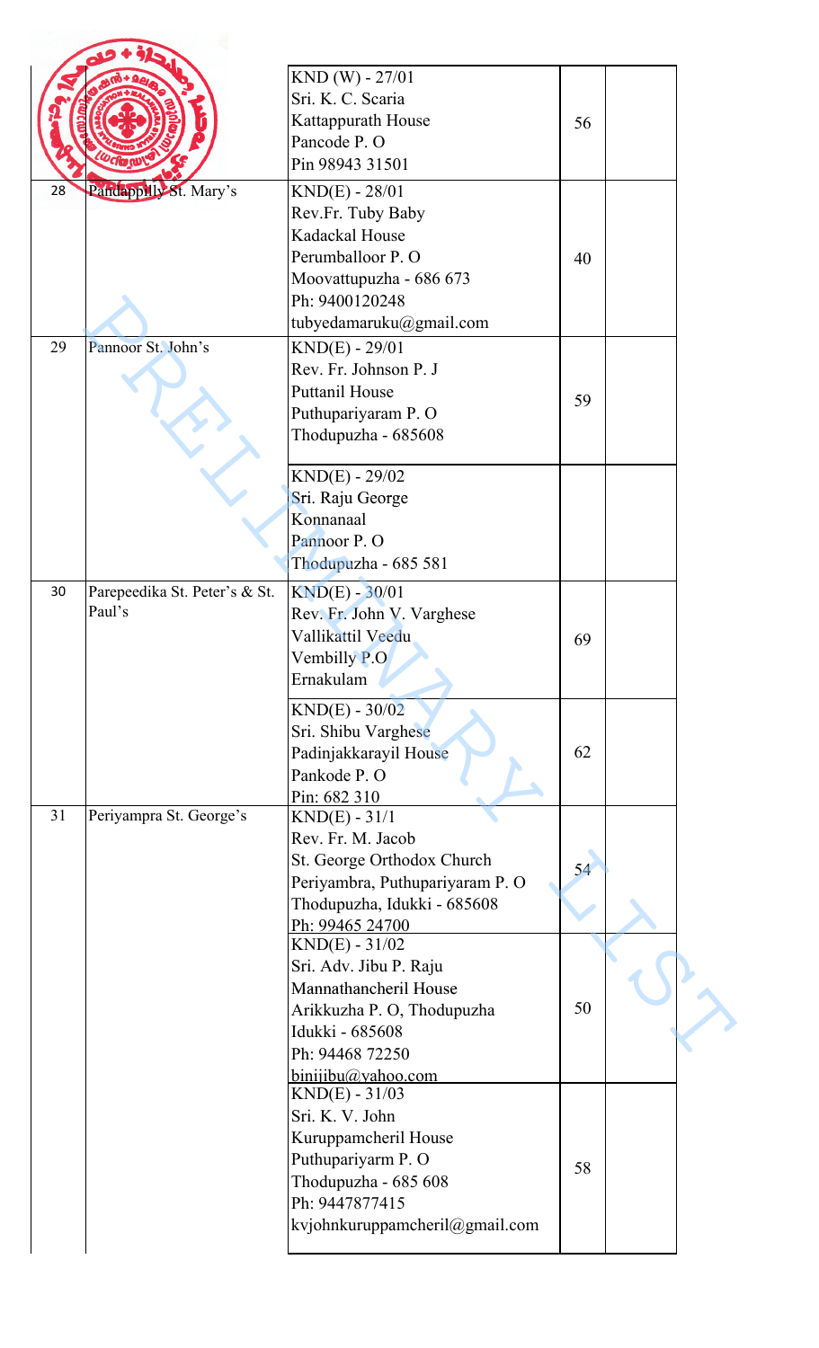| | | | | |
|---|---|---|---|---|
| | | KND (W) - 27/01<br>Sri. K. C. Scaria<br>Kattappurath House<br>Pancode P. O<br>Pin 98943 31501 | 56 | |
| 28 | Pandappilly St. Mary's | KND(E) - 28/01<br>Rev.Fr. Tuby Baby<br>Kadackal House<br>Perumballoor P. O<br>Moovattupuzha - 686 673<br>Ph: 9400120248<br>tubyedamaruku@gmail.com | 40 | |
| 29 | Pannoor St. John's | KND(E) - 29/01<br>Rev. Fr. Johnson P. J<br>Puttanil House<br>Puthupariyaram P. O<br>Thodupuzha - 685608 | 59 | |
| | | KND(E) - 29/02<br>Sri. Raju George<br>Konnanaal<br>Pannoor P. O<br>Thodupuzha - 685 581 | | |
| 30 | Parepeedika St. Peter's & St. Paul's | KND(E) - 30/01<br>Rev. Fr. John V. Varghese<br>Vallikattil Veedu<br>Vembilly P.O<br>Ernakulam | 69 | |
| | | KND(E) - 30/02<br>Sri. Shibu Varghese<br>Padinjakkarayil House<br>Pankode P. O<br>Pin: 682 310 | 62 | |
| 31 | Periyampra St. George's | KND(E) - 31/1<br>Rev. Fr. M. Jacob<br>St. George Orthodox Church<br>Periyambra, Puthupariyaram P. O<br>Thodupuzha, Idukki - 685608<br>Ph: 99465 24700 | 54 | |
| | | KND(E) - 31/02<br>Sri. Adv. Jibu P. Raju<br>Mannathancheril House<br>Arikkuzha P. O, Thodupuzha<br>Idukki - 685608<br>Ph: 94468 72250<br>binijibu@yahoo.com | 50 | |
| | | KND(E) - 31/03<br>Sri. K. V. John<br>Kuruppamcheril House<br>Puthupariyarm P. O<br>Thodupuzha - 685 608<br>Ph: 9447877415<br>kvjohnkuruppamcheril@gmail.com | 58 | |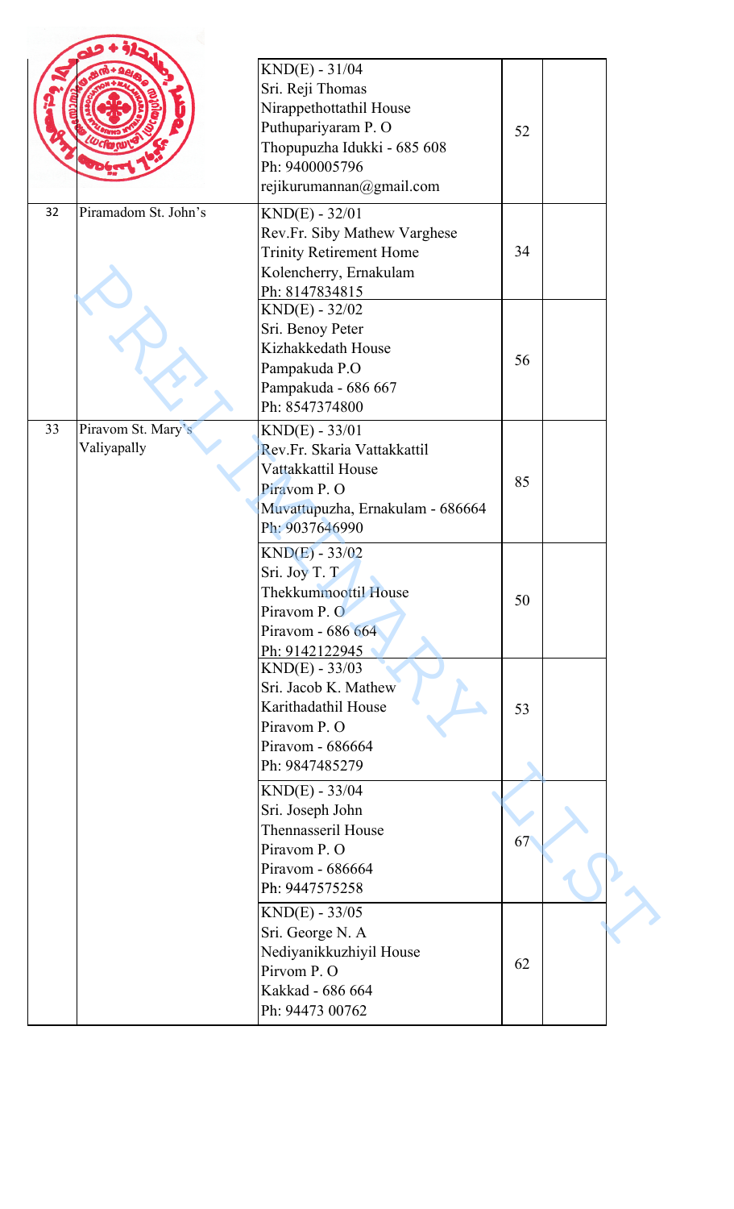| | | | | |
|---|---|---|---|---|
| | | KND(E) - 31/04<br>Sri. Reji Thomas<br>Nirappethottathil House<br>Puthupariyaram P. O<br>Thopupuzha Idukki - 685 608<br>Ph: 9400005796<br>rejikurumannan@gmail.com | 52 | |
| 32 | Piramadom St. John's | KND(E) - 32/01<br>Rev.Fr. Siby Mathew Varghese<br>Trinity Retirement Home<br>Kolencherry, Ernakulam<br>Ph: 8147834815 | 34 | |
| | | KND(E) - 32/02<br>Sri. Benoy Peter<br>Kizhakkedath House<br>Pampakuda P.O<br>Pampakuda - 686 667<br>Ph: 8547374800 | 56 | |
| 33 | Piravom St. Mary's Valiyapally | KND(E) - 33/01<br>Rev.Fr. Skaria Vattakkattil<br>Vattakkattil House<br>Piravom P. O<br>Muvattupuzha, Ernakulam - 686664<br>Ph: 9037646990 | 85 | |
| | | KND(E) - 33/02<br>Sri. Joy T. T<br>Thekkummoottil House<br>Piravom P. O<br>Piravom - 686 664<br>Ph: 9142122945 | 50 | |
| | | KND(E) - 33/03<br>Sri. Jacob K. Mathew<br>Karithadathil House<br>Piravom P. O<br>Piravom - 686664<br>Ph: 9847485279 | 53 | |
| | | KND(E) - 33/04<br>Sri. Joseph John<br>Thennasseril House<br>Piravom P. O<br>Piravom - 686664<br>Ph: 9447575258 | 67 | |
| | | KND(E) - 33/05<br>Sri. George N. A<br>Nediyanikkuzhiyil House<br>Pirvom P. O<br>Kakkad - 686 664<br>Ph: 94473 00762 | 62 | |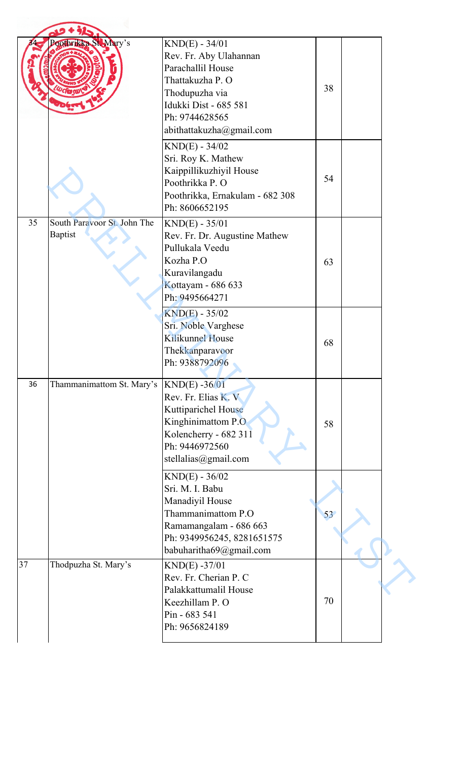| 34 | Poothrikka St. Mary's | KND(E) - 34/01<br>Rev. Fr. Aby Ulahannan<br>Parachallil House<br>Thattakuzha P. O<br>Thodupuzha via<br>Idukki Dist - 685 581<br>Ph: 9744628565<br>abithattakuzha@gmail.com | 38 | |
|---|---|---|---|---|
| | | KND(E) - 34/02<br>Sri. Roy K. Mathew<br>Kaippillikuzhiyil House<br>Poothrikka P. O<br>Poothrikka, Ernakulam - 682 308<br>Ph: 8606652195 | 54 | |
| 35 | South Paravoor St. John The Baptist | KND(E) - 35/01<br>Rev. Fr. Dr. Augustine Mathew<br>Pullukala Veedu<br>Kozha P.O<br>Kuravilangadu<br>Kottayam - 686 633<br>Ph: 9495664271 | 63 | |
| | | KND(E) - 35/02<br>Sri. Noble Varghese<br>Kilikunnel House<br>Thekkanparavoor<br>Ph: 9388792096 | 68 | |
| 36 | Thammanimattom St. Mary's | KND(E) -36/01<br>Rev. Fr. Elias K. V<br>Kuttiparichel House<br>Kinghinimattom P.O<br>Kolencherry - 682 311<br>Ph: 9446972560<br>stellalias@gmail.com | 58 | |
| | | KND(E) - 36/02<br>Sri. M. I. Babu<br>Manadiyil House<br>Thammanimattom P.O<br>Ramamangalam - 686 663<br>Ph: 9349956245, 8281651575<br>babuharitha69@gmail.com | 53 | |
| 37 | Thodpuzha St. Mary's | KND(E) -37/01<br>Rev. Fr. Cherian P. C<br>Palakkattumalil House<br>Keezhillam P. O<br>Pin - 683 541<br>Ph: 9656824189 | 70 | |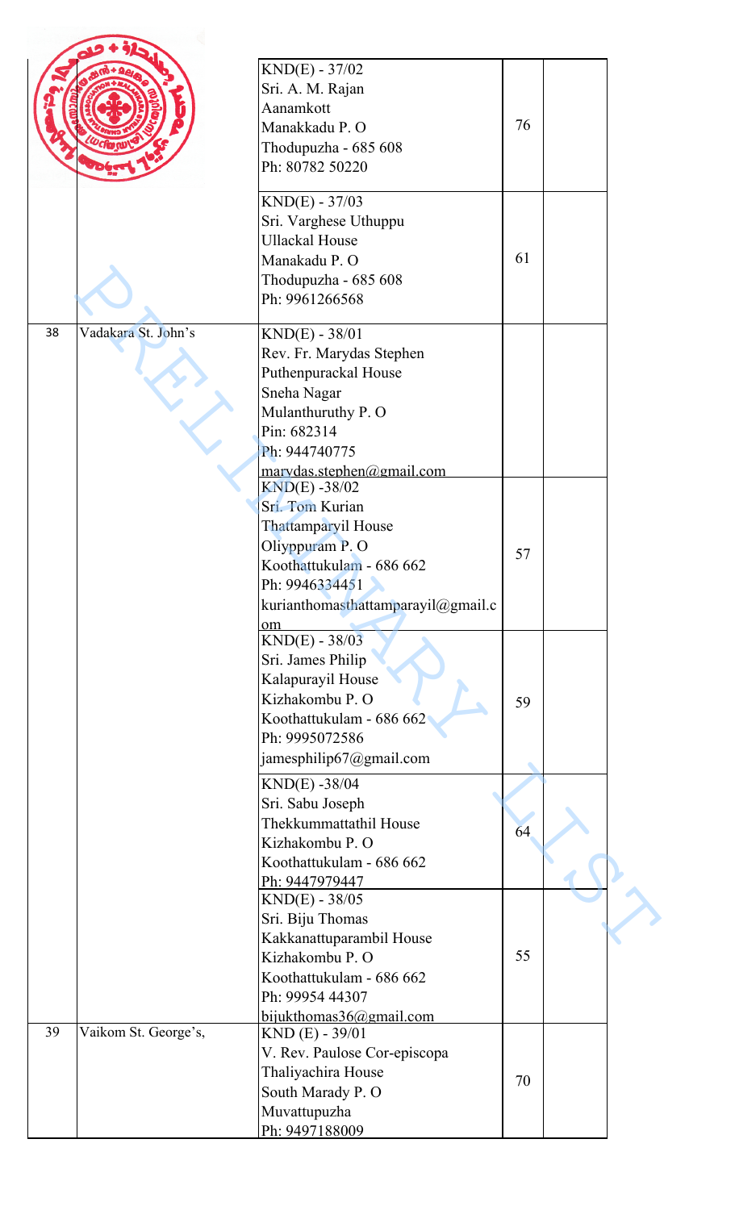| | | | | |
|---|---|---|---|---|
| | | KND(E) - 37/02<br>Sri. A. M. Rajan<br>Aanamkott<br>Manakkadu P. O<br>Thodupuzha - 685 608<br>Ph: 80782 50220 | 76 | |
| | | KND(E) - 37/03<br>Sri. Varghese Uthuppu<br>Ullackal House<br>Manakadu P. O<br>Thodupuzha - 685 608<br>Ph: 9961266568 | 61 | |
| 38 | Vadakara St. John's | KND(E) - 38/01<br>Rev. Fr. Marydas Stephen<br>Puthenpurackal House<br>Sneha Nagar<br>Mulanthuruthy P. O<br>Pin: 682314<br>Ph: 944740775<br>marydas.stephen@gmail.com | | |
| | | KND(E) -38/02<br>Sri. Tom Kurian<br>Thattamparyil House<br>Oliyppuram P. O<br>Koothattukulam - 686 662<br>Ph: 9946334451<br>kurianthomasthattamparayil@gmail.com | 57 | |
| | | KND(E) - 38/03<br>Sri. James Philip<br>Kalapurayil House<br>Kizhakombu P. O<br>Koothattukulam - 686 662<br>Ph: 9995072586<br>jamesphilip67@gmail.com | 59 | |
| | | KND(E) -38/04<br>Sri. Sabu Joseph<br>Thekkummattathil House<br>Kizhakombu P. O<br>Koothattukulam - 686 662<br>Ph: 9447979447 | 64 | |
| | | KND(E) - 38/05<br>Sri. Biju Thomas<br>Kakkanattuparambil House<br>Kizhakombu P. O<br>Koothattukulam - 686 662<br>Ph: 99954 44307<br>bijukthomas36@gmail.com | 55 | |
| 39 | Vaikom St. George's, | KND (E) - 39/01<br>V. Rev. Paulose Cor-episcopa<br>Thaliyachira House<br>South Marady P. O<br>Muvattupuzha<br>Ph: 9497188009 | 70 | |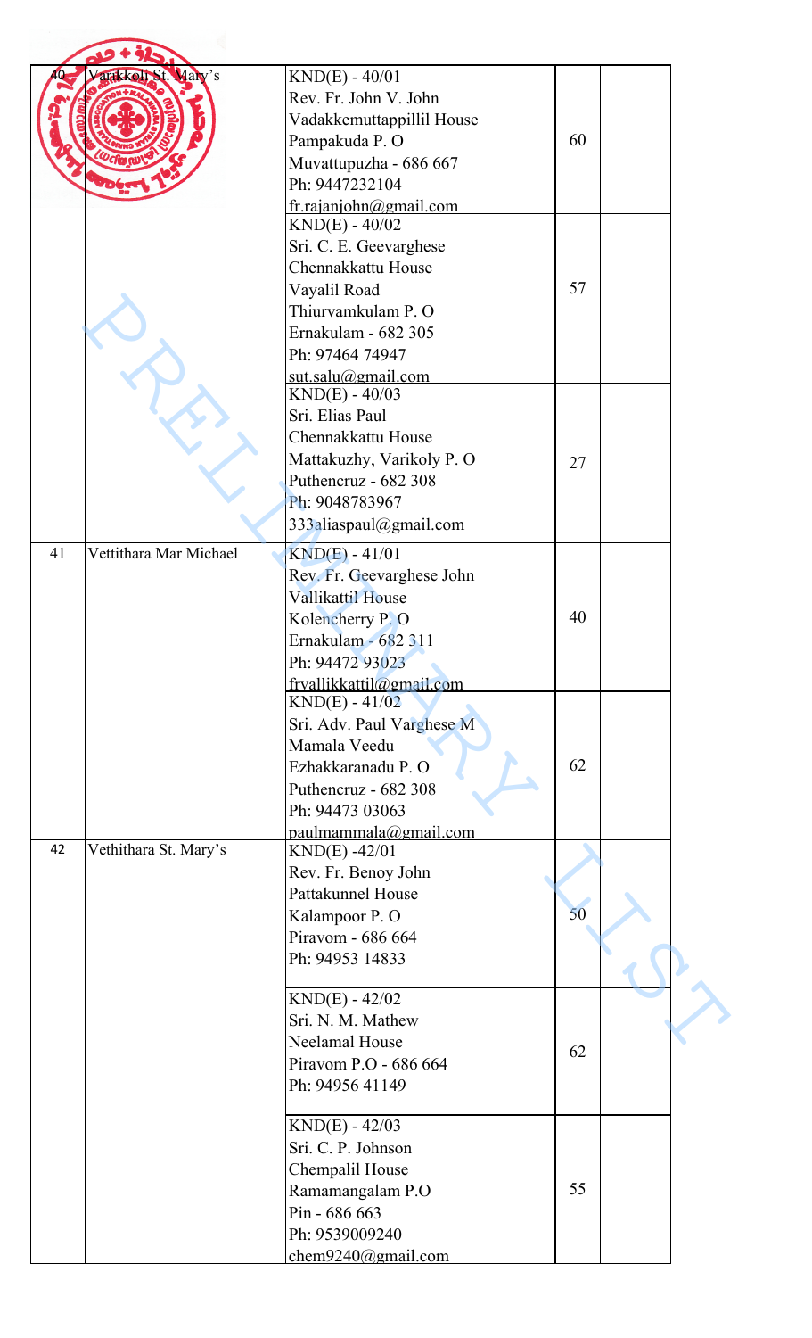| | | | | |
|---|---|---|---|---|
| 40 | Varikoli St. Mary's | KND(E) - 40/01<br>Rev. Fr. John V. John<br>Vadakkemuttappillil House<br>Pampakuda P. O<br>Muvattupuzha - 686 667<br>Ph: 9447232104<br>fr.rajanjohn@gmail.com | 60 | |
| | | KND(E) - 40/02<br>Sri. C. E. Geevarghese<br>Chennakkattu House<br>Vayalil Road<br>Thiurvamkulam P. O<br>Ernakulam - 682 305<br>Ph: 97464 74947<br>sut.salu@gmail.com | 57 | |
| | | KND(E) - 40/03<br>Sri. Elias Paul<br>Chennakkattu House<br>Mattakuzhy, Varikoly P. O<br>Puthencruz - 682 308<br>Ph: 9048783967<br>333aliaspaul@gmail.com | 27 | |
| 41 | Vettithara Mar Michael | KND(E) - 41/01<br>Rev. Fr. Geevarghese John<br>Vallikattil House<br>Kolencherry P. O<br>Ernakulam - 682 311<br>Ph: 94472 93023<br>frvallikkattil@gmail.com | 40 | |
| | | KND(E) - 41/02<br>Sri. Adv. Paul Varghese M<br>Mamala Veedu<br>Ezhakkaranadu P. O<br>Puthencruz - 682 308<br>Ph: 94473 03063<br>paulmammala@gmail.com | 62 | |
| 42 | Vethithara St. Mary's | KND(E) -42/01<br>Rev. Fr. Benoy John<br>Pattakunnel House<br>Kalampoor P. O<br>Piravom - 686 664<br>Ph: 94953 14833 | 50 | |
| | | KND(E) - 42/02<br>Sri. N. M. Mathew<br>Neelamal House<br>Piravom P.O - 686 664<br>Ph: 94956 41149 | 62 | |
| | | KND(E) - 42/03<br>Sri. C. P. Johnson<br>Chempalil House<br>Ramamangalam P.O<br>Pin - 686 663<br>Ph: 9539009240<br>chem9240@gmail.com | 55 | |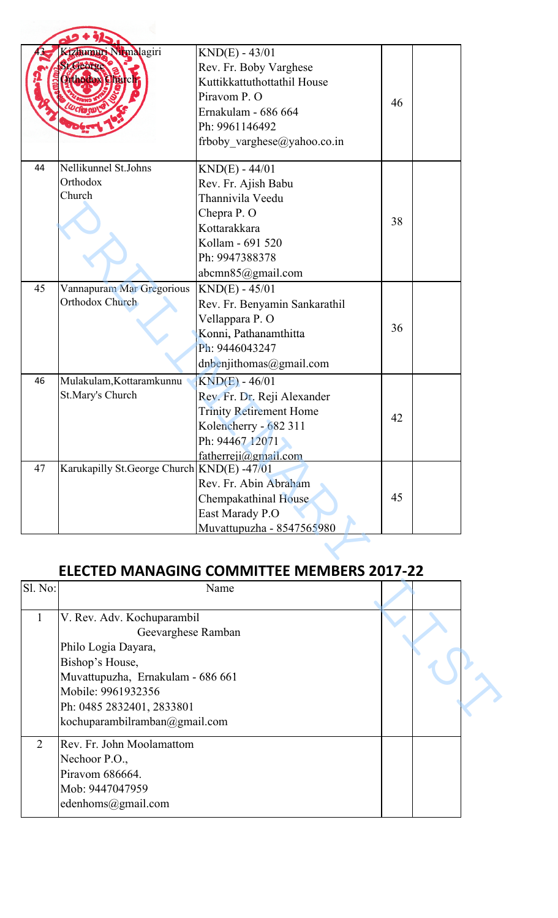| 43 | Kizhumuri Nirmalagiri St.George Orthodox Church | KND(E) - 43/01<br>Rev. Fr. Boby Varghese<br>Kuttikkattuthottathil House<br>Piravom P. O<br>Ernakulam - 686 664<br>Ph: 9961146492<br>frboby_varghese@yahoo.co.in | 46 | |
|---|---|---|---|---|
| 44 | Nellikunnel St.Johns Orthodox Church | KND(E) - 44/01<br>Rev. Fr. Ajish Babu<br>Thannivila Veedu<br>Chepra P. O<br>Kottarakkara<br>Kollam - 691 520<br>Ph: 9947388378<br>abcmn85@gmail.com | 38 | |
| 45 | Vannapuram Mar Gregorious Orthodox Church | KND(E) - 45/01<br>Rev. Fr. Benyamin Sankarathil<br>Vellappara P. O<br>Konni, Pathanamthitta<br>Ph: 9446043247<br>dnbenjithomas@gmail.com | 36 | |
| 46 | Mulakulam,Kottaramkunnu St.Mary's Church | KND(E) - 46/01<br>Rev. Fr. Dr. Reji Alexander<br>Trinity Retirement Home<br>Kolencherry - 682 311<br>Ph: 94467 12071<br>fatherreji@gmail.com | 42 | |
| 47 | Karukapilly St.George Church | KND(E) -47/01<br>Rev. Fr. Abin Abraham<br>Chempakathinal House<br>East Marady P.O<br>Muvattupuzha - 8547565980 | 45 | |

## ELECTED MANAGING COMMITTEE MEMBERS 2017-22

| Sl. No: | Name | | |
|---|---|---|---|
| 1 | V. Rev. Adv. Kochuparambil Geevarghese Ramban<br>Philo Logia Dayara,<br>Bishop's House,<br>Muvattupuzha, Ernakulam - 686 661<br>Mobile: 9961932356<br>Ph: 0485 2832401, 2833801<br>kochuparambilramban@gmail.com | | |
| 2 | Rev. Fr. John Moolamattom<br>Nechoor P.O.,<br>Piravom 686664.<br>Mob: 9447047959<br>edenhoms@gmail.com | | |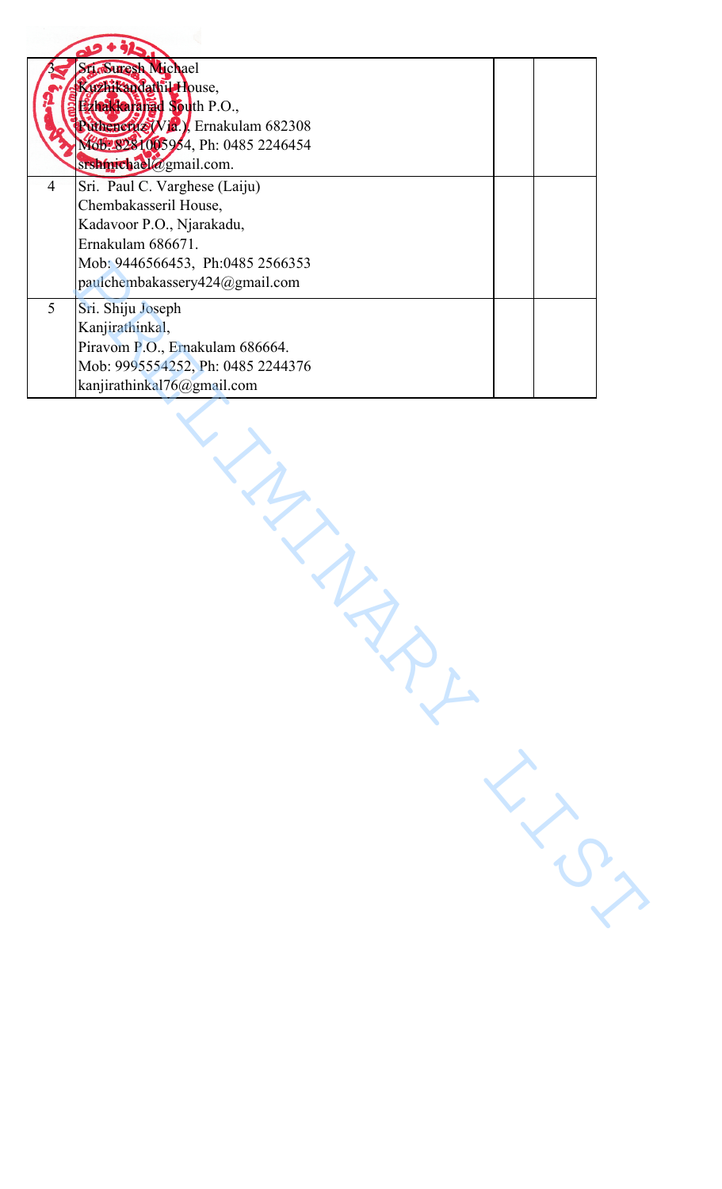| | | | |
|---|---|---|---|
| 3 | Sri. Suresh Michael<br>Kuzhikandathil House,<br>Ezhakkaranad South P.O.,<br>Puthencruz (Via.), Ernakulam 682308<br>Mob: 8281005954, Ph: 0485 2246454<br>srshmichael@gmail.com. | | |
| 4 | Sri. Paul C. Varghese (Laiju)<br>Chembakasseril House,<br>Kadavoor P.O., Njarakadu,<br>Ernakulam 686671.<br>Mob: 9446566453, Ph:0485 2566353<br>paulchembakassery424@gmail.com | | |
| 5 | Sri. Shiju Joseph<br>Kanjirathinkal,<br>Piravom P.O., Ernakulam 686664.<br>Mob: 9995554252, Ph: 0485 2244376<br>kanjirathinkal76@gmail.com | | |

PRELIMINARY LIST